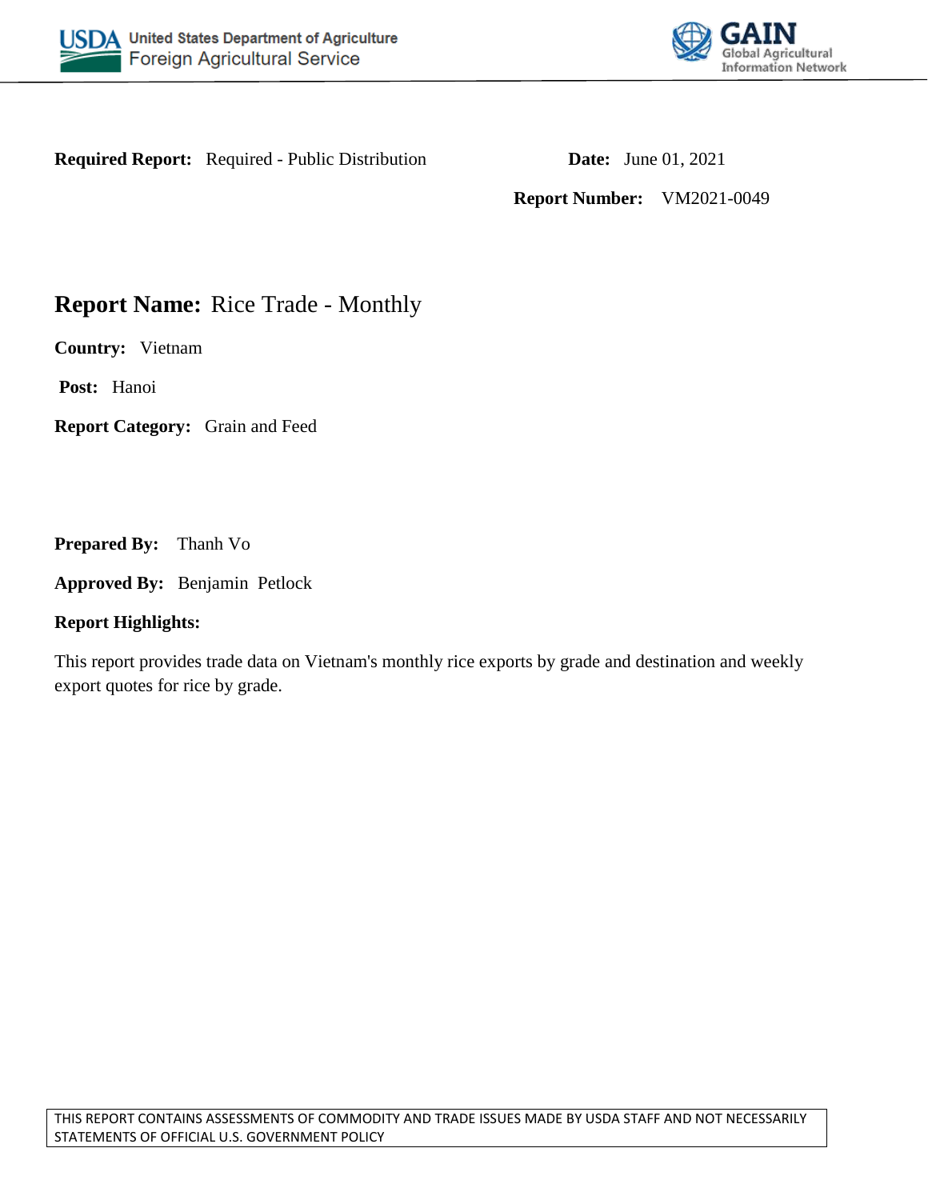USDA United States Department of Agriculture
Foreign Agricultural Service

GAIN Global Agricultural Information Network

**Required Report:** Required - Public Distribution

**Date:** June 01, 2021

**Report Number:** VM2021-0049

# **Report Name:** Rice Trade - Monthly

**Country:** Vietnam

**Post:** Hanoi

**Report Category:** Grain and Feed

**Prepared By:** Thanh Vo

**Approved By:** Benjamin Petlock

**Report Highlights:**

This report provides trade data on Vietnam's monthly rice exports by grade and destination and weekly export quotes for rice by grade.

THIS REPORT CONTAINS ASSESSMENTS OF COMMODITY AND TRADE ISSUES MADE BY USDA STAFF AND NOT NECESSARILY STATEMENTS OF OFFICIAL U.S. GOVERNMENT POLICY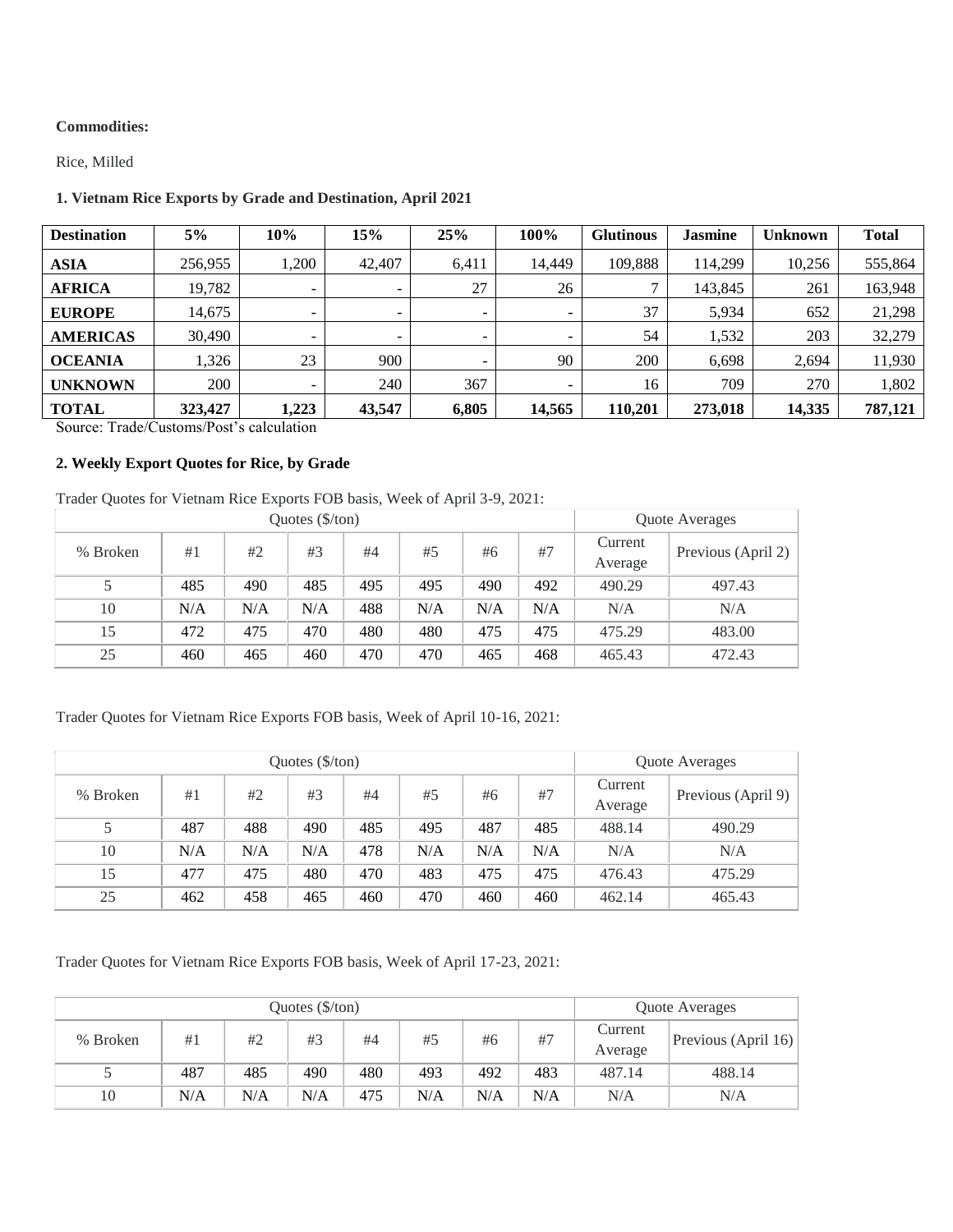**Commodities:**

Rice, Milled

**1. Vietnam Rice Exports by Grade and Destination, April 2021**

| Destination | 5% | 10% | 15% | 25% | 100% | Glutinous | Jasmine | Unknown | Total |
|---|---|---|---|---|---|---|---|---|---|
| **ASIA** | 256,955 | 1,200 | 42,407 | 6,411 | 14,449 | 109,888 | 114,299 | 10,256 | 555,864 |
| **AFRICA** | 19,782 | - | - | 27 | 26 | 7 | 143,845 | 261 | 163,948 |
| **EUROPE** | 14,675 | - | - | - | - | 37 | 5,934 | 652 | 21,298 |
| **AMERICAS** | 30,490 | - | - | - | - | 54 | 1,532 | 203 | 32,279 |
| **OCEANIA** | 1,326 | 23 | 900 | - | 90 | 200 | 6,698 | 2,694 | 11,930 |
| **UNKNOWN** | 200 | - | 240 | 367 | - | 16 | 709 | 270 | 1,802 |
| **TOTAL** | **323,427** | **1,223** | **43,547** | **6,805** | **14,565** | **110,201** | **273,018** | **14,335** | **787,121** |

Source: Trade/Customs/Post's calculation

**2. Weekly Export Quotes for Rice, by Grade**

Trader Quotes for Vietnam Rice Exports FOB basis, Week of April 3-9, 2021:

| Quotes ($/ton) | | | | | | | | Quote Averages | |
|---|---|---|---|---|---|---|---|---|---|
| % Broken | #1 | #2 | #3 | #4 | #5 | #6 | #7 | Current Average | Previous (April 2) |
| 5 | 485 | 490 | 485 | 495 | 495 | 490 | 492 | 490.29 | 497.43 |
| 10 | N/A | N/A | N/A | 488 | N/A | N/A | N/A | N/A | N/A |
| 15 | 472 | 475 | 470 | 480 | 480 | 475 | 475 | 475.29 | 483.00 |
| 25 | 460 | 465 | 460 | 470 | 470 | 465 | 468 | 465.43 | 472.43 |

Trader Quotes for Vietnam Rice Exports FOB basis, Week of April 10-16, 2021:

| Quotes ($/ton) | | | | | | | | Quote Averages | |
|---|---|---|---|---|---|---|---|---|---|
| % Broken | #1 | #2 | #3 | #4 | #5 | #6 | #7 | Current Average | Previous (April 9) |
| 5 | 487 | 488 | 490 | 485 | 495 | 487 | 485 | 488.14 | 490.29 |
| 10 | N/A | N/A | N/A | 478 | N/A | N/A | N/A | N/A | N/A |
| 15 | 477 | 475 | 480 | 470 | 483 | 475 | 475 | 476.43 | 475.29 |
| 25 | 462 | 458 | 465 | 460 | 470 | 460 | 460 | 462.14 | 465.43 |

Trader Quotes for Vietnam Rice Exports FOB basis, Week of April 17-23, 2021:

| Quotes ($/ton) | | | | | | | | Quote Averages | |
|---|---|---|---|---|---|---|---|---|---|
| % Broken | #1 | #2 | #3 | #4 | #5 | #6 | #7 | Current Average | Previous (April 16) |
| 5 | 487 | 485 | 490 | 480 | 493 | 492 | 483 | 487.14 | 488.14 |
| 10 | N/A | N/A | N/A | 475 | N/A | N/A | N/A | N/A | N/A |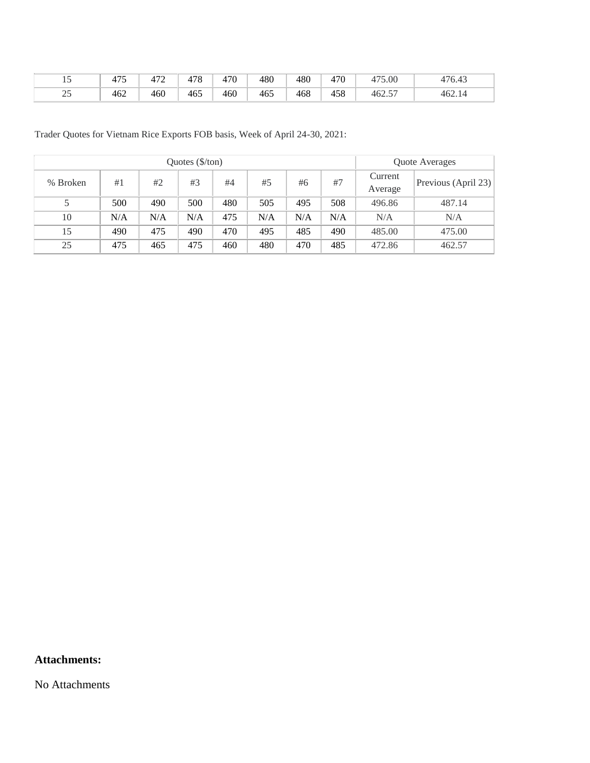| | | | | | | | | | |
|---|---|---|---|---|---|---|---|---|---|
| 15 | 475 | 472 | 478 | 470 | 480 | 480 | 470 | 475.00 | 476.43 |
| 25 | 462 | 460 | 465 | 460 | 465 | 468 | 458 | 462.57 | 462.14 |

Trader Quotes for Vietnam Rice Exports FOB basis, Week of April 24-30, 2021:

| Quotes ($/ton) | | | | | | | | Quote Averages | |
|---|---|---|---|---|---|---|---|---|---|
| % Broken | #1 | #2 | #3 | #4 | #5 | #6 | #7 | Current Average | Previous (April 23) |
| 5 | 500 | 490 | 500 | 480 | 505 | 495 | 508 | 496.86 | 487.14 |
| 10 | N/A | N/A | N/A | 475 | N/A | N/A | N/A | N/A | N/A |
| 15 | 490 | 475 | 490 | 470 | 495 | 485 | 490 | 485.00 | 475.00 |
| 25 | 475 | 465 | 475 | 460 | 480 | 470 | 485 | 472.86 | 462.57 |

**Attachments:**

No Attachments